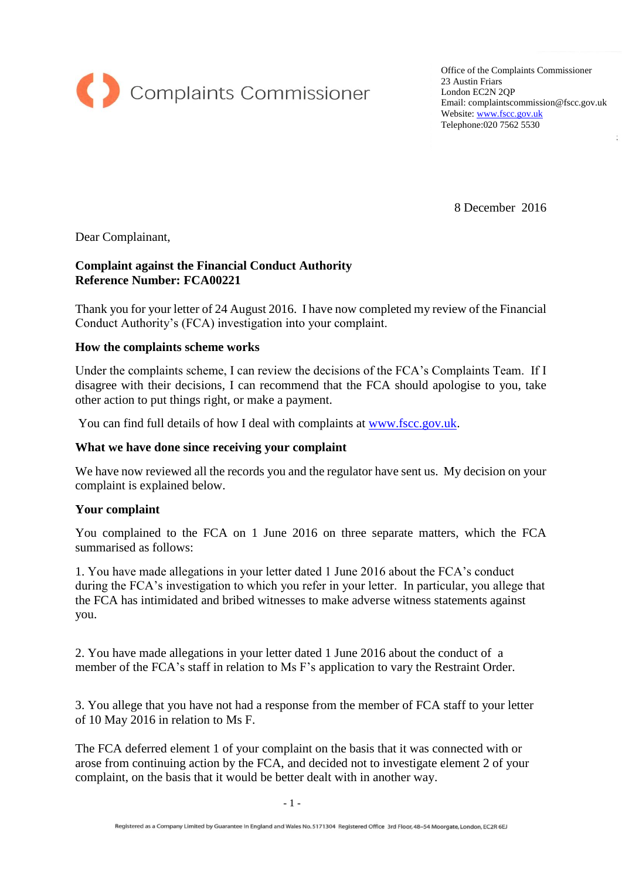Complaints Commissioner

Office of the Complaints Commissioner
23 Austin Friars
London EC2N 2QP
Email: complaintscommission@fscc.gov.uk
Website: www.fscc.gov.uk
Telephone:020 7562 5530

8 December 2016

Dear Complainant,

**Complaint against the Financial Conduct Authority**
**Reference Number: FCA00221**

Thank you for your letter of 24 August 2016. I have now completed my review of the Financial Conduct Authority's (FCA) investigation into your complaint.

**How the complaints scheme works**

Under the complaints scheme, I can review the decisions of the FCA's Complaints Team. If I disagree with their decisions, I can recommend that the FCA should apologise to you, take other action to put things right, or make a payment.

You can find full details of how I deal with complaints at www.fscc.gov.uk.

**What we have done since receiving your complaint**

We have now reviewed all the records you and the regulator have sent us. My decision on your complaint is explained below.

**Your complaint**

You complained to the FCA on 1 June 2016 on three separate matters, which the FCA summarised as follows:

1. You have made allegations in your letter dated 1 June 2016 about the FCA's conduct during the FCA's investigation to which you refer in your letter. In particular, you allege that the FCA has intimidated and bribed witnesses to make adverse witness statements against you.

2. You have made allegations in your letter dated 1 June 2016 about the conduct of a member of the FCA's staff in relation to Ms F's application to vary the Restraint Order.

3. You allege that you have not had a response from the member of FCA staff to your letter of 10 May 2016 in relation to Ms F.

The FCA deferred element 1 of your complaint on the basis that it was connected with or arose from continuing action by the FCA, and decided not to investigate element 2 of your complaint, on the basis that it would be better dealt with in another way.

Registered as a Company Limited by Guarantee in England and Wales No. 5171304 Registered Office 3rd Floor, 48-54 Moorgate, London, EC2R 6EJ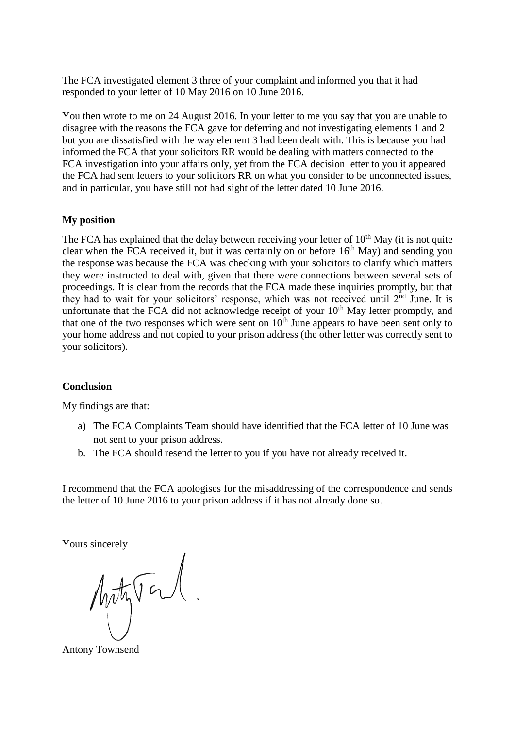The FCA investigated element 3 three of your complaint and informed you that it had responded to your letter of 10 May 2016 on 10 June 2016.

You then wrote to me on 24 August 2016. In your letter to me you say that you are unable to disagree with the reasons the FCA gave for deferring and not investigating elements 1 and 2 but you are dissatisfied with the way element 3 had been dealt with. This is because you had informed the FCA that your solicitors RR would be dealing with matters connected to the FCA investigation into your affairs only, yet from the FCA decision letter to you it appeared the FCA had sent letters to your solicitors RR on what you consider to be unconnected issues, and in particular, you have still not had sight of the letter dated 10 June 2016.

**My position**

The FCA has explained that the delay between receiving your letter of 10th May (it is not quite clear when the FCA received it, but it was certainly on or before 16th May) and sending you the response was because the FCA was checking with your solicitors to clarify which matters they were instructed to deal with, given that there were connections between several sets of proceedings. It is clear from the records that the FCA made these inquiries promptly, but that they had to wait for your solicitors' response, which was not received until 2nd June. It is unfortunate that the FCA did not acknowledge receipt of your 10th May letter promptly, and that one of the two responses which were sent on 10th June appears to have been sent only to your home address and not copied to your prison address (the other letter was correctly sent to your solicitors).

**Conclusion**

My findings are that:

a) The FCA Complaints Team should have identified that the FCA letter of 10 June was not sent to your prison address.
b. The FCA should resend the letter to you if you have not already received it.

I recommend that the FCA apologises for the misaddressing of the correspondence and sends the letter of 10 June 2016 to your prison address if it has not already done so.

Yours sincerely

Antony Townsend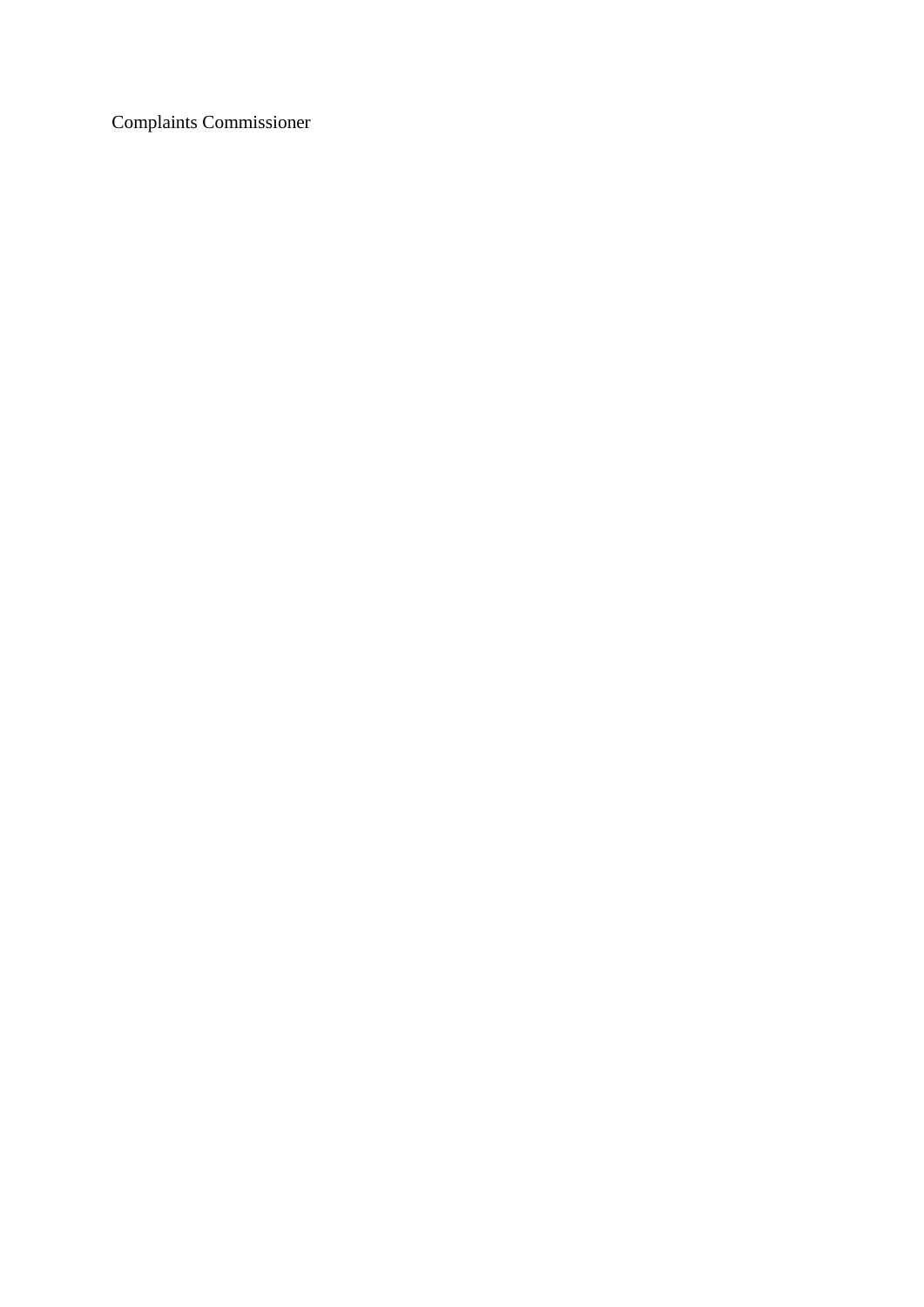Complaints Commissioner